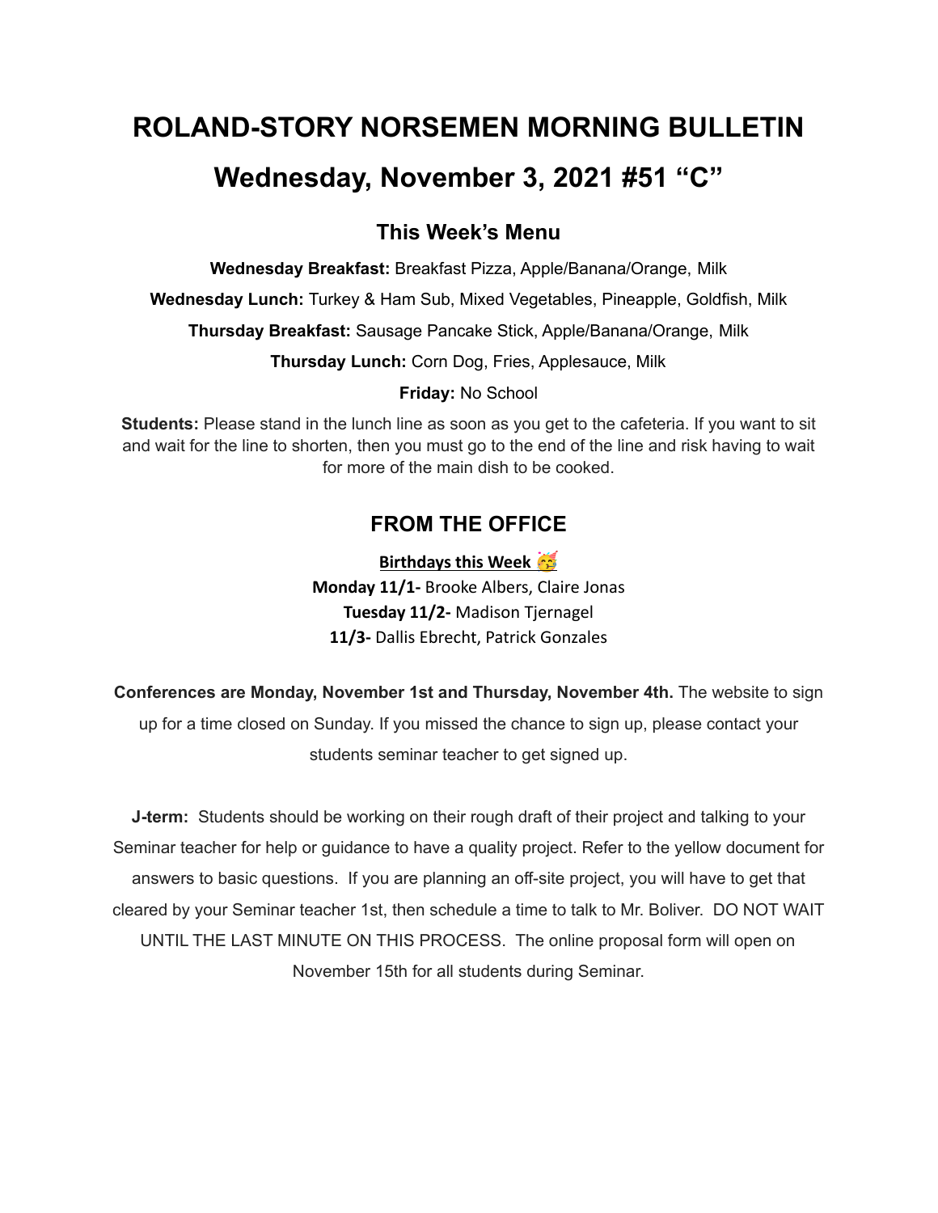# ROLAND-STORY NORSEMEN MORNING BULLETIN

# Wednesday, November 3, 2021 #51 "C"

## This Week's Menu

**Wednesday Breakfast:** Breakfast Pizza, Apple/Banana/Orange, Milk

**Wednesday Lunch:** Turkey & Ham Sub, Mixed Vegetables, Pineapple, Goldfish, Milk

**Thursday Breakfast:** Sausage Pancake Stick, Apple/Banana/Orange, Milk

**Thursday Lunch:** Corn Dog, Fries, Applesauce, Milk

**Friday:** No School

**Students:** Please stand in the lunch line as soon as you get to the cafeteria. If you want to sit and wait for the line to shorten, then you must go to the end of the line and risk having to wait for more of the main dish to be cooked.

## FROM THE OFFICE

**Birthdays this Week** 🥳

**Monday 11/1-** Brooke Albers, Claire Jonas

**Tuesday 11/2-** Madison Tjernagel

**11/3-** Dallis Ebrecht, Patrick Gonzales

**Conferences are Monday, November 1st and Thursday, November 4th.** The website to sign up for a time closed on Sunday. If you missed the chance to sign up, please contact your students seminar teacher to get signed up.

**J-term:** Students should be working on their rough draft of their project and talking to your Seminar teacher for help or guidance to have a quality project. Refer to the yellow document for answers to basic questions. If you are planning an off-site project, you will have to get that cleared by your Seminar teacher 1st, then schedule a time to talk to Mr. Boliver. DO NOT WAIT UNTIL THE LAST MINUTE ON THIS PROCESS. The online proposal form will open on November 15th for all students during Seminar.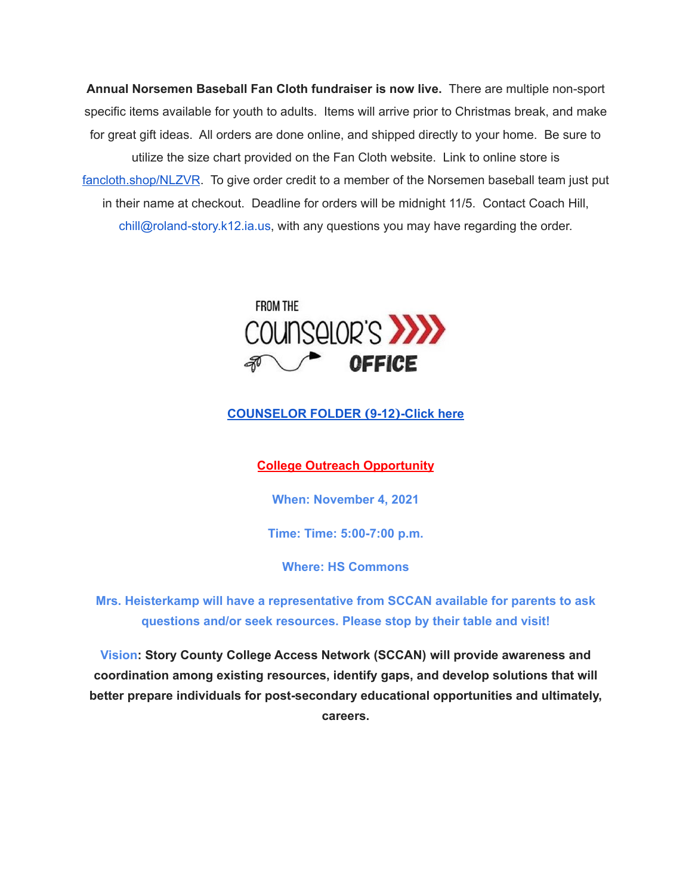**Annual Norsemen Baseball Fan Cloth fundraiser is now live.** There are multiple non-sport specific items available for youth to adults. Items will arrive prior to Christmas break, and make for great gift ideas. All orders are done online, and shipped directly to your home. Be sure to utilize the size chart provided on the Fan Cloth website. Link to online store is fancloth.shop/NLZVR. To give order credit to a member of the Norsemen baseball team just put in their name at checkout. Deadline for orders will be midnight 11/5. Contact Coach Hill, chill@roland-story.k12.ia.us, with any questions you may have regarding the order.

FROM THE COUNSELOR'S OFFICE

**COUNSELOR FOLDER (9-12)-Click here**

**College Outreach Opportunity**

**When: November 4, 2021**

**Time: Time: 5:00-7:00 p.m.**

**Where: HS Commons**

**Mrs. Heisterkamp will have a representative from SCCAN available for parents to ask questions and/or seek resources. Please stop by their table and visit!**

**Vision: Story County College Access Network (SCCAN) will provide awareness and coordination among existing resources, identify gaps, and develop solutions that will better prepare individuals for post-secondary educational opportunities and ultimately, careers.**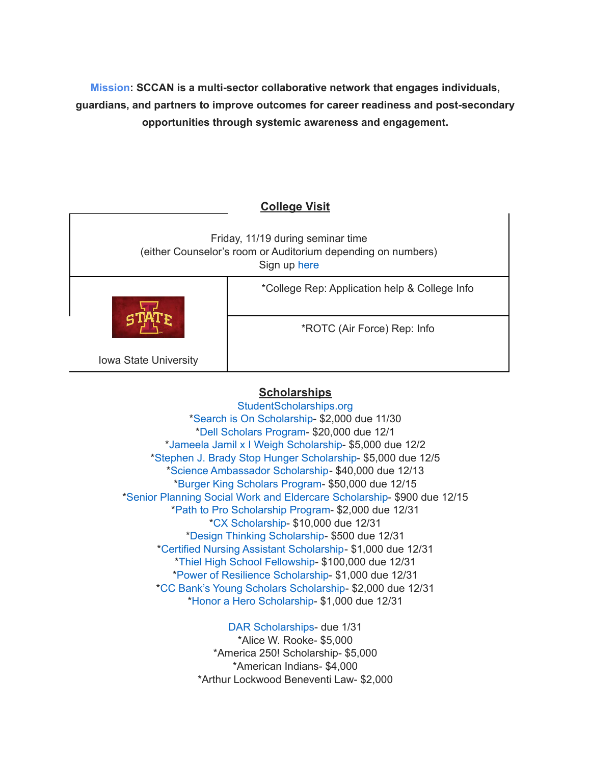**Mission: SCCAN is a multi-sector collaborative network that engages individuals, guardians, and partners to improve outcomes for career readiness and post-secondary opportunities through systemic awareness and engagement.**

## College Visit

| Friday, 11/19 during seminar time (either Counselor's room or Auditorium depending on numbers) Sign up here | |
|---|---|
| Iowa State University | *College Rep: Application help & College Info |
| | *ROTC (Air Force) Rep: Info |

## Scholarships

StudentScholarships.org

*Search is On Scholarship- $2,000 due 11/30
*Dell Scholars Program- $20,000 due 12/1
*Jameela Jamil x I Weigh Scholarship- $5,000 due 12/2
*Stephen J. Brady Stop Hunger Scholarship- $5,000 due 12/5
*Science Ambassador Scholarship- $40,000 due 12/13
*Burger King Scholars Program- $50,000 due 12/15
*Senior Planning Social Work and Eldercare Scholarship- $900 due 12/15
*Path to Pro Scholarship Program- $2,000 due 12/31
*CX Scholarship- $10,000 due 12/31
*Design Thinking Scholarship- $500 due 12/31
*Certified Nursing Assistant Scholarship- $1,000 due 12/31
*Thiel High School Fellowship- $100,000 due 12/31
*Power of Resilience Scholarship- $1,000 due 12/31
*CC Bank's Young Scholars Scholarship- $2,000 due 12/31
*Honor a Hero Scholarship- $1,000 due 12/31

DAR Scholarships- due 1/31
*Alice W. Rooke- $5,000
*America 250! Scholarship- $5,000
*American Indians- $4,000
*Arthur Lockwood Beneventi Law- $2,000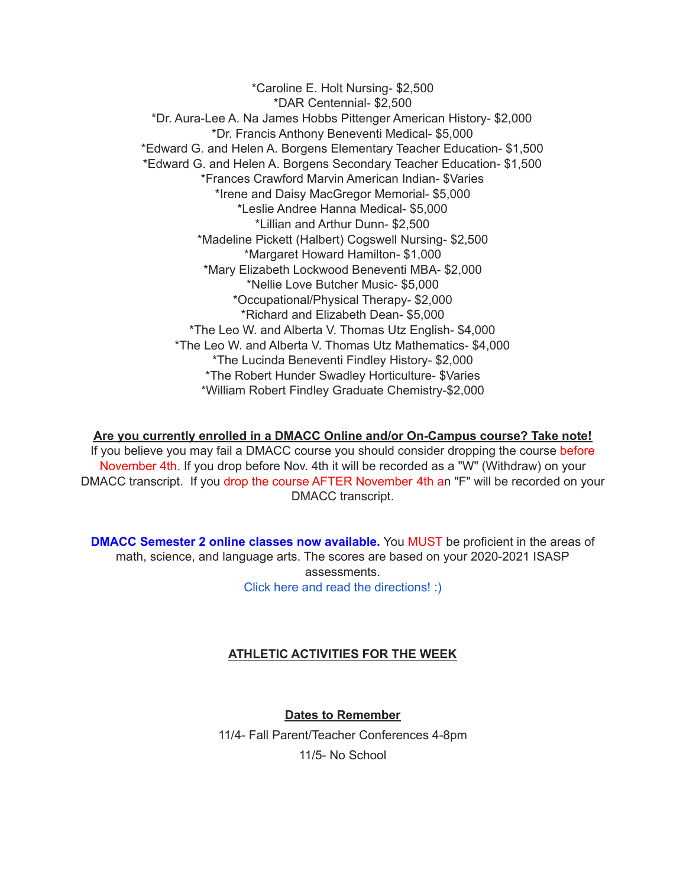*Caroline E. Holt Nursing- $2,500
*DAR Centennial- $2,500
*Dr. Aura-Lee A. Na James Hobbs Pittenger American History- $2,000
*Dr. Francis Anthony Beneventi Medical- $5,000
*Edward G. and Helen A. Borgens Elementary Teacher Education- $1,500
*Edward G. and Helen A. Borgens Secondary Teacher Education- $1,500
*Frances Crawford Marvin American Indian- $Varies
*Irene and Daisy MacGregor Memorial- $5,000
*Leslie Andree Hanna Medical- $5,000
*Lillian and Arthur Dunn- $2,500
*Madeline Pickett (Halbert) Cogswell Nursing- $2,500
*Margaret Howard Hamilton- $1,000
*Mary Elizabeth Lockwood Beneventi MBA- $2,000
*Nellie Love Butcher Music- $5,000
*Occupational/Physical Therapy- $2,000
*Richard and Elizabeth Dean- $5,000
*The Leo W. and Alberta V. Thomas Utz English- $4,000
*The Leo W. and Alberta V. Thomas Utz Mathematics- $4,000
*The Lucinda Beneventi Findley History- $2,000
*The Robert Hunder Swadley Horticulture- $Varies
*William Robert Findley Graduate Chemistry-$2,000

**Are you currently enrolled in a DMACC Online and/or On-Campus course? Take note!**

If you believe you may fail a DMACC course you should consider dropping the course before November 4th. If you drop before Nov. 4th it will be recorded as a "W" (Withdraw) on your DMACC transcript. If you drop the course AFTER November 4th an "F" will be recorded on your DMACC transcript.

**DMACC Semester 2 online classes now available.** You MUST be proficient in the areas of math, science, and language arts. The scores are based on your 2020-2021 ISASP assessments.

Click here and read the directions! :)

## ATHLETIC ACTIVITIES FOR THE WEEK

## Dates to Remember

11/4- Fall Parent/Teacher Conferences 4-8pm

11/5- No School